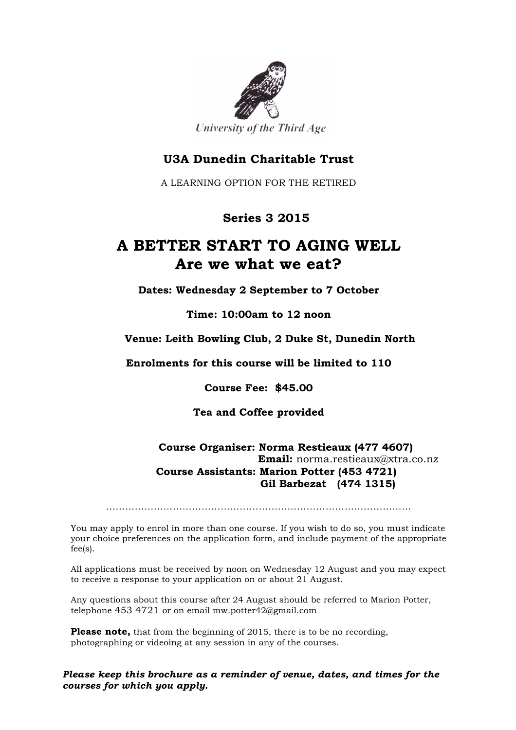University of the Third Age

## U3A Dunedin Charitable Trust

A LEARNING OPTION FOR THE RETIRED

**Series 3 2015**

# A BETTER START TO AGING WELL
# Are we what we eat?

**Dates: Wednesday 2 September to 7 October**

**Time: 10:00am to 12 noon**

**Venue: Leith Bowling Club, 2 Duke St, Dunedin North**

**Enrolments for this course will be limited to 110**

**Course Fee: $45.00**

**Tea and Coffee provided**

**Course Organiser: Norma Restieaux (477 4607)**
**Email:** norma.restieaux@xtra.co.nz
**Course Assistants: Marion Potter (453 4721)**
**Gil Barbezat (474 1315)**

..........................................................................................

You may apply to enrol in more than one course. If you wish to do so, you must indicate your choice preferences on the application form, and include payment of the appropriate fee(s).

All applications must be received by noon on Wednesday 12 August and you may expect to receive a response to your application on or about 21 August.

Any questions about this course after 24 August should be referred to Marion Potter, telephone 453 4721 or on email mw.potter42@gmail.com

**Please note,** that from the beginning of 2015, there is to be no recording, photographing or videoing at any session in any of the courses.

***Please keep this brochure as a reminder of venue, dates, and times for the courses for which you apply.***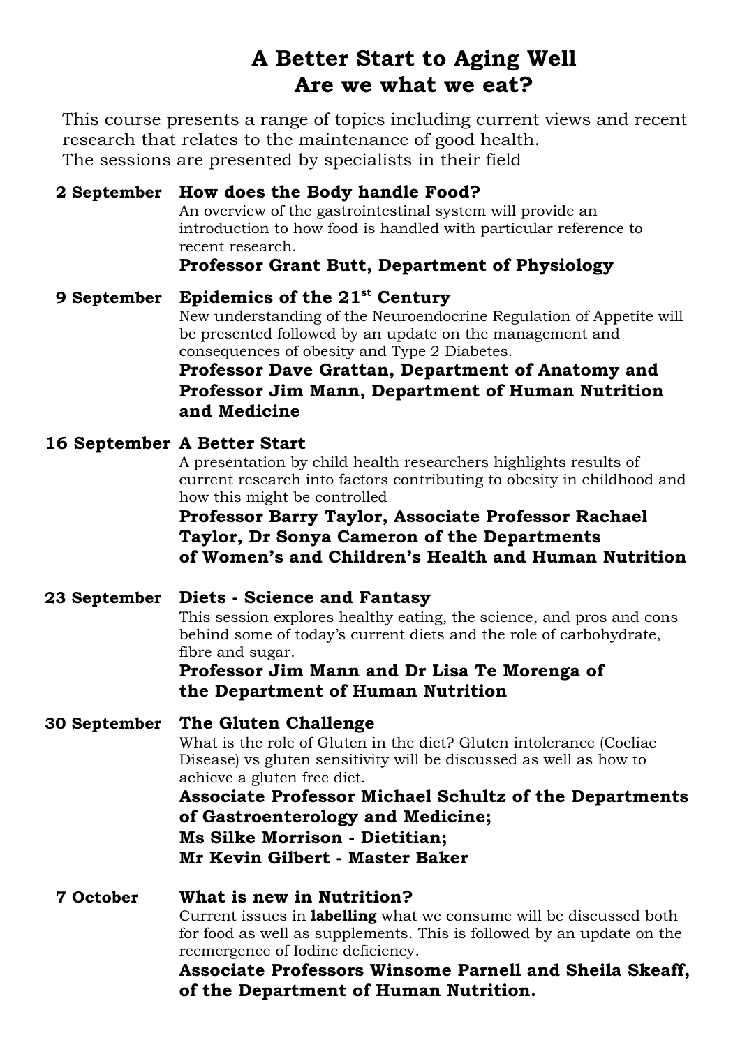# A Better Start to Aging Well
# Are we what we eat?

This course presents a range of topics including current views and recent research that relates to the maintenance of good health.
The sessions are presented by specialists in their field

**2 September** **How does the Body handle Food?**
An overview of the gastrointestinal system will provide an introduction to how food is handled with particular reference to recent research.
**Professor Grant Butt, Department of Physiology**

**9 September** **Epidemics of the 21st Century**
New understanding of the Neuroendocrine Regulation of Appetite will be presented followed by an update on the management and consequences of obesity and Type 2 Diabetes.
**Professor Dave Grattan, Department of Anatomy and Professor Jim Mann, Department of Human Nutrition and Medicine**

**16 September** **A Better Start**
A presentation by child health researchers highlights results of current research into factors contributing to obesity in childhood and how this might be controlled
**Professor Barry Taylor, Associate Professor Rachael Taylor, Dr Sonya Cameron of the Departments of Women's and Children's Health and Human Nutrition**

**23 September** **Diets - Science and Fantasy**
This session explores healthy eating, the science, and pros and cons behind some of today's current diets and the role of carbohydrate, fibre and sugar.
**Professor Jim Mann and Dr Lisa Te Morenga of the Department of Human Nutrition**

**30 September** **The Gluten Challenge**
What is the role of Gluten in the diet? Gluten intolerance (Coeliac Disease) vs gluten sensitivity will be discussed as well as how to achieve a gluten free diet.
**Associate Professor Michael Schultz of the Departments of Gastroenterology and Medicine;**
**Ms Silke Morrison - Dietitian;**
**Mr Kevin Gilbert - Master Baker**

**7 October** **What is new in Nutrition?**
Current issues in **labelling** what we consume will be discussed both for food as well as supplements. This is followed by an update on the reemergence of Iodine deficiency.
**Associate Professors Winsome Parnell and Sheila Skeaff, of the Department of Human Nutrition.**